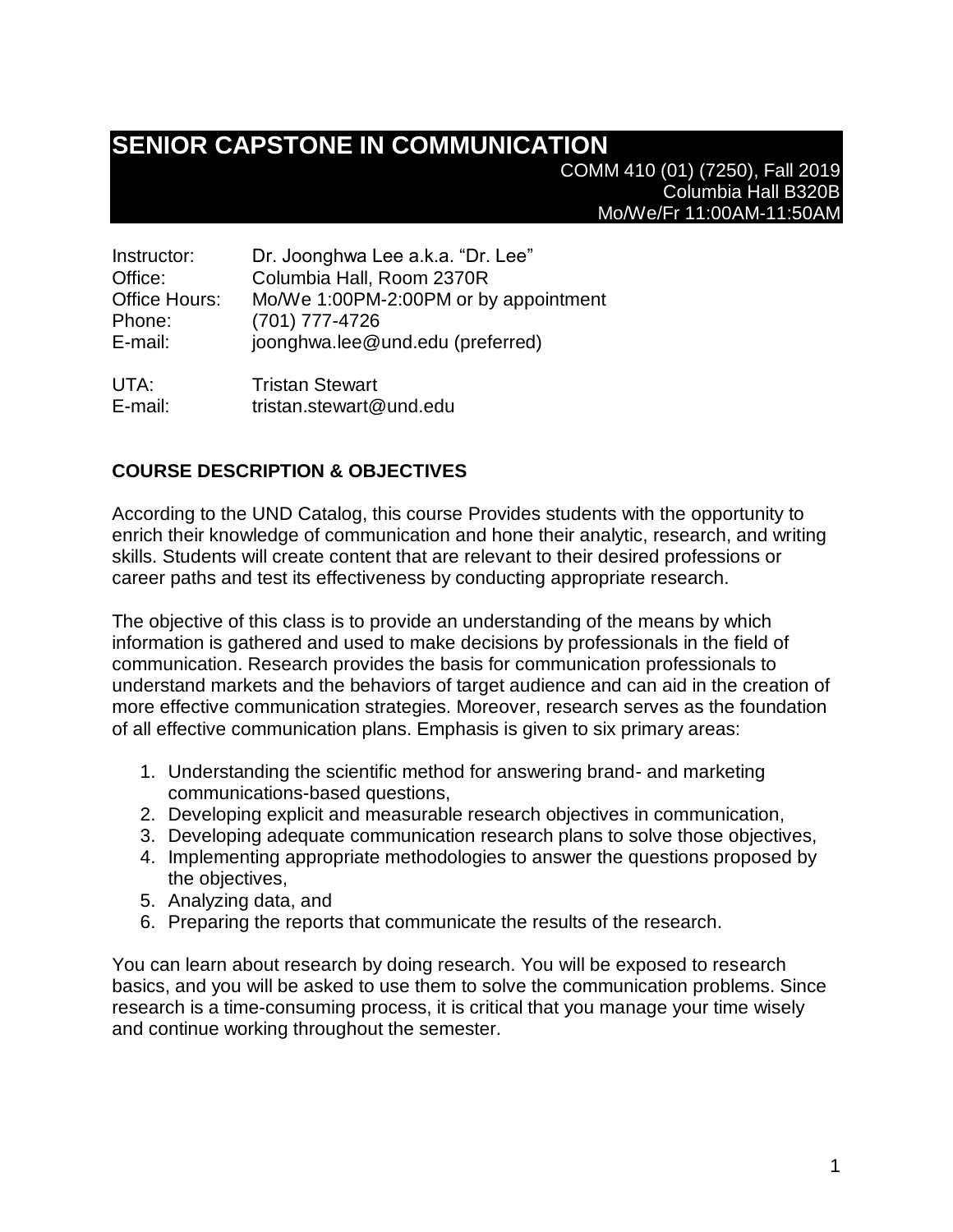# SENIOR CAPSTONE IN COMMUNICATION

COMM 410 (01) (7250), Fall 2019
Columbia Hall B320B
Mo/We/Fr 11:00AM-11:50AM

Instructor: Dr. Joonghwa Lee a.k.a. "Dr. Lee"
Office: Columbia Hall, Room 2370R
Office Hours: Mo/We 1:00PM-2:00PM or by appointment
Phone: (701) 777-4726
E-mail: joonghwa.lee@und.edu (preferred)

UTA: Tristan Stewart
E-mail: tristan.stewart@und.edu

## COURSE DESCRIPTION & OBJECTIVES

According to the UND Catalog, this course Provides students with the opportunity to enrich their knowledge of communication and hone their analytic, research, and writing skills. Students will create content that are relevant to their desired professions or career paths and test its effectiveness by conducting appropriate research.

The objective of this class is to provide an understanding of the means by which information is gathered and used to make decisions by professionals in the field of communication. Research provides the basis for communication professionals to understand markets and the behaviors of target audience and can aid in the creation of more effective communication strategies. Moreover, research serves as the foundation of all effective communication plans. Emphasis is given to six primary areas:

1. Understanding the scientific method for answering brand- and marketing communications-based questions,
2. Developing explicit and measurable research objectives in communication,
3. Developing adequate communication research plans to solve those objectives,
4. Implementing appropriate methodologies to answer the questions proposed by the objectives,
5. Analyzing data, and
6. Preparing the reports that communicate the results of the research.

You can learn about research by doing research. You will be exposed to research basics, and you will be asked to use them to solve the communication problems. Since research is a time-consuming process, it is critical that you manage your time wisely and continue working throughout the semester.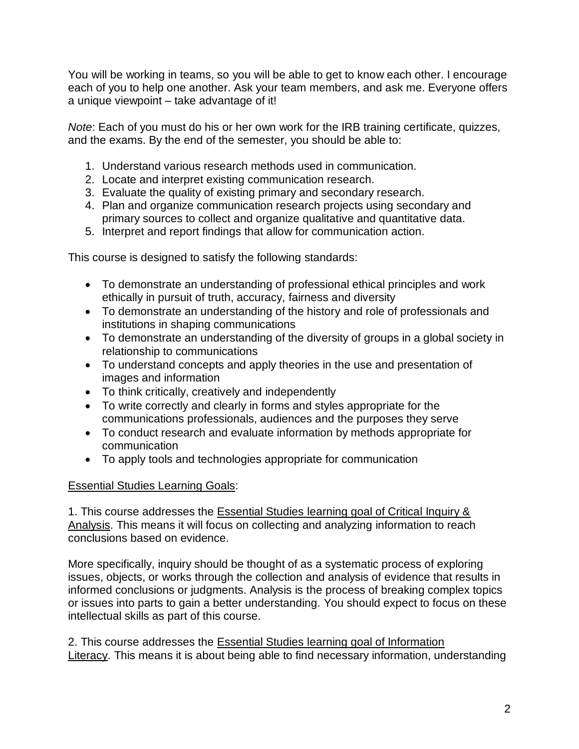You will be working in teams, so you will be able to get to know each other. I encourage each of you to help one another. Ask your team members, and ask me. Everyone offers a unique viewpoint – take advantage of it!

*Note*: Each of you must do his or her own work for the IRB training certificate, quizzes, and the exams. By the end of the semester, you should be able to:

1. Understand various research methods used in communication.
2. Locate and interpret existing communication research.
3. Evaluate the quality of existing primary and secondary research.
4. Plan and organize communication research projects using secondary and primary sources to collect and organize qualitative and quantitative data.
5. Interpret and report findings that allow for communication action.

This course is designed to satisfy the following standards:

- To demonstrate an understanding of professional ethical principles and work ethically in pursuit of truth, accuracy, fairness and diversity
- To demonstrate an understanding of the history and role of professionals and institutions in shaping communications
- To demonstrate an understanding of the diversity of groups in a global society in relationship to communications
- To understand concepts and apply theories in the use and presentation of images and information
- To think critically, creatively and independently
- To write correctly and clearly in forms and styles appropriate for the communications professionals, audiences and the purposes they serve
- To conduct research and evaluate information by methods appropriate for communication
- To apply tools and technologies appropriate for communication

<u>Essential Studies Learning Goals</u>:

1. This course addresses the <u>Essential Studies learning goal of Critical Inquiry & Analysis</u>. This means it will focus on collecting and analyzing information to reach conclusions based on evidence.

More specifically, inquiry should be thought of as a systematic process of exploring issues, objects, or works through the collection and analysis of evidence that results in informed conclusions or judgments. Analysis is the process of breaking complex topics or issues into parts to gain a better understanding. You should expect to focus on these intellectual skills as part of this course.

2. This course addresses the <u>Essential Studies learning goal of Information Literacy</u>. This means it is about being able to find necessary information, understanding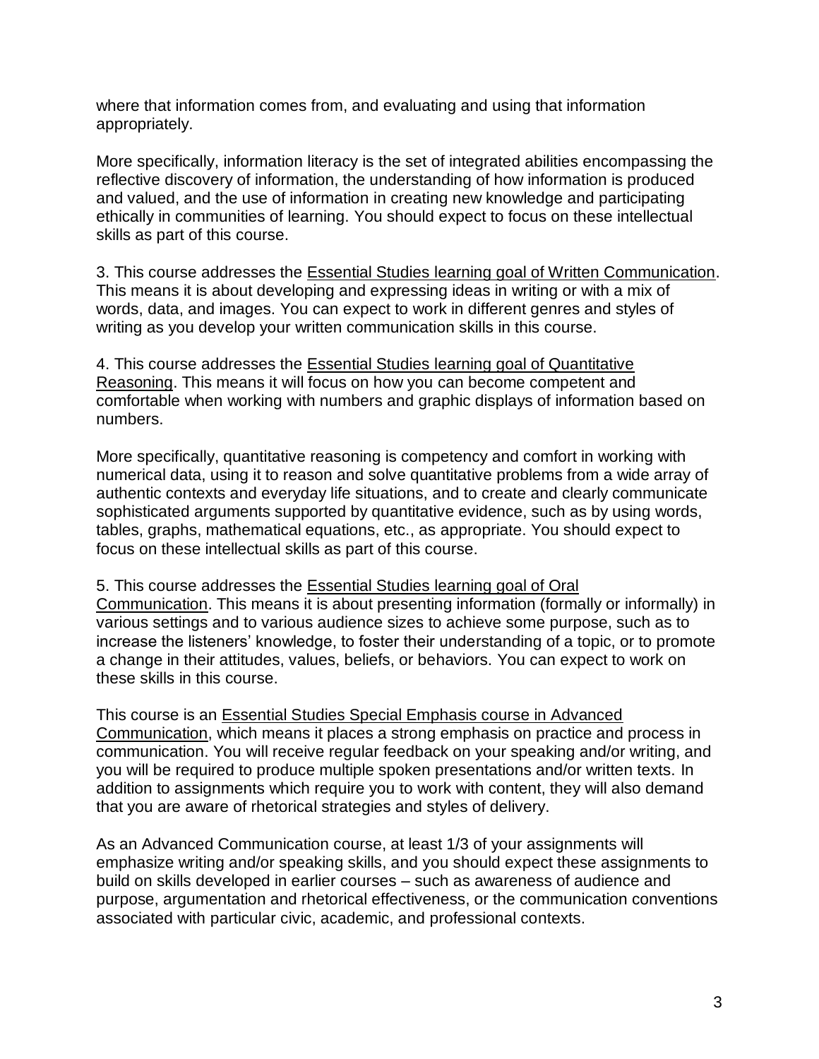where that information comes from, and evaluating and using that information appropriately.

More specifically, information literacy is the set of integrated abilities encompassing the reflective discovery of information, the understanding of how information is produced and valued, and the use of information in creating new knowledge and participating ethically in communities of learning. You should expect to focus on these intellectual skills as part of this course.

3. This course addresses the Essential Studies learning goal of Written Communication. This means it is about developing and expressing ideas in writing or with a mix of words, data, and images. You can expect to work in different genres and styles of writing as you develop your written communication skills in this course.

4. This course addresses the Essential Studies learning goal of Quantitative Reasoning. This means it will focus on how you can become competent and comfortable when working with numbers and graphic displays of information based on numbers.

More specifically, quantitative reasoning is competency and comfort in working with numerical data, using it to reason and solve quantitative problems from a wide array of authentic contexts and everyday life situations, and to create and clearly communicate sophisticated arguments supported by quantitative evidence, such as by using words, tables, graphs, mathematical equations, etc., as appropriate. You should expect to focus on these intellectual skills as part of this course.

5. This course addresses the Essential Studies learning goal of Oral Communication. This means it is about presenting information (formally or informally) in various settings and to various audience sizes to achieve some purpose, such as to increase the listeners' knowledge, to foster their understanding of a topic, or to promote a change in their attitudes, values, beliefs, or behaviors. You can expect to work on these skills in this course.

This course is an Essential Studies Special Emphasis course in Advanced Communication, which means it places a strong emphasis on practice and process in communication. You will receive regular feedback on your speaking and/or writing, and you will be required to produce multiple spoken presentations and/or written texts. In addition to assignments which require you to work with content, they will also demand that you are aware of rhetorical strategies and styles of delivery.

As an Advanced Communication course, at least 1/3 of your assignments will emphasize writing and/or speaking skills, and you should expect these assignments to build on skills developed in earlier courses – such as awareness of audience and purpose, argumentation and rhetorical effectiveness, or the communication conventions associated with particular civic, academic, and professional contexts.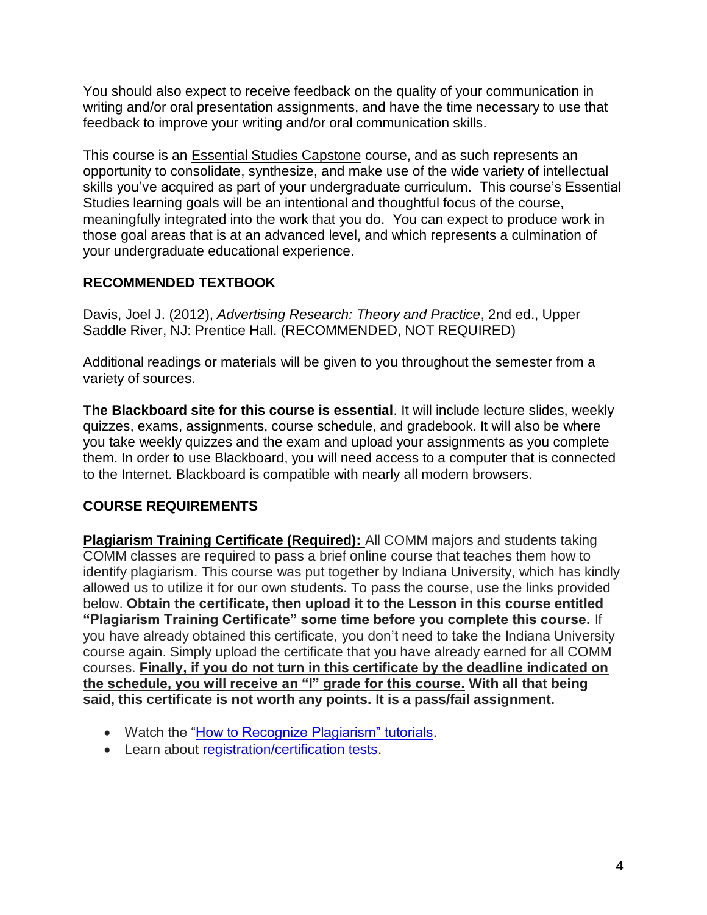You should also expect to receive feedback on the quality of your communication in writing and/or oral presentation assignments, and have the time necessary to use that feedback to improve your writing and/or oral communication skills.

This course is an Essential Studies Capstone course, and as such represents an opportunity to consolidate, synthesize, and make use of the wide variety of intellectual skills you've acquired as part of your undergraduate curriculum. This course's Essential Studies learning goals will be an intentional and thoughtful focus of the course, meaningfully integrated into the work that you do. You can expect to produce work in those goal areas that is at an advanced level, and which represents a culmination of your undergraduate educational experience.

### RECOMMENDED TEXTBOOK

Davis, Joel J. (2012), *Advertising Research: Theory and Practice*, 2nd ed., Upper Saddle River, NJ: Prentice Hall. (RECOMMENDED, NOT REQUIRED)

Additional readings or materials will be given to you throughout the semester from a variety of sources.

**The Blackboard site for this course is essential**. It will include lecture slides, weekly quizzes, exams, assignments, course schedule, and gradebook. It will also be where you take weekly quizzes and the exam and upload your assignments as you complete them. In order to use Blackboard, you will need access to a computer that is connected to the Internet. Blackboard is compatible with nearly all modern browsers.

### COURSE REQUIREMENTS

**Plagiarism Training Certificate (Required):** All COMM majors and students taking COMM classes are required to pass a brief online course that teaches them how to identify plagiarism. This course was put together by Indiana University, which has kindly allowed us to utilize it for our own students. To pass the course, use the links provided below. **Obtain the certificate, then upload it to the Lesson in this course entitled "Plagiarism Training Certificate" some time before you complete this course.** If you have already obtained this certificate, you don't need to take the Indiana University course again. Simply upload the certificate that you have already earned for all COMM courses. **Finally, if you do not turn in this certificate by the deadline indicated on the schedule, you will receive an "I" grade for this course. With all that being said, this certificate is not worth any points. It is a pass/fail assignment.**

- Watch the "How to Recognize Plagiarism" tutorials.
- Learn about registration/certification tests.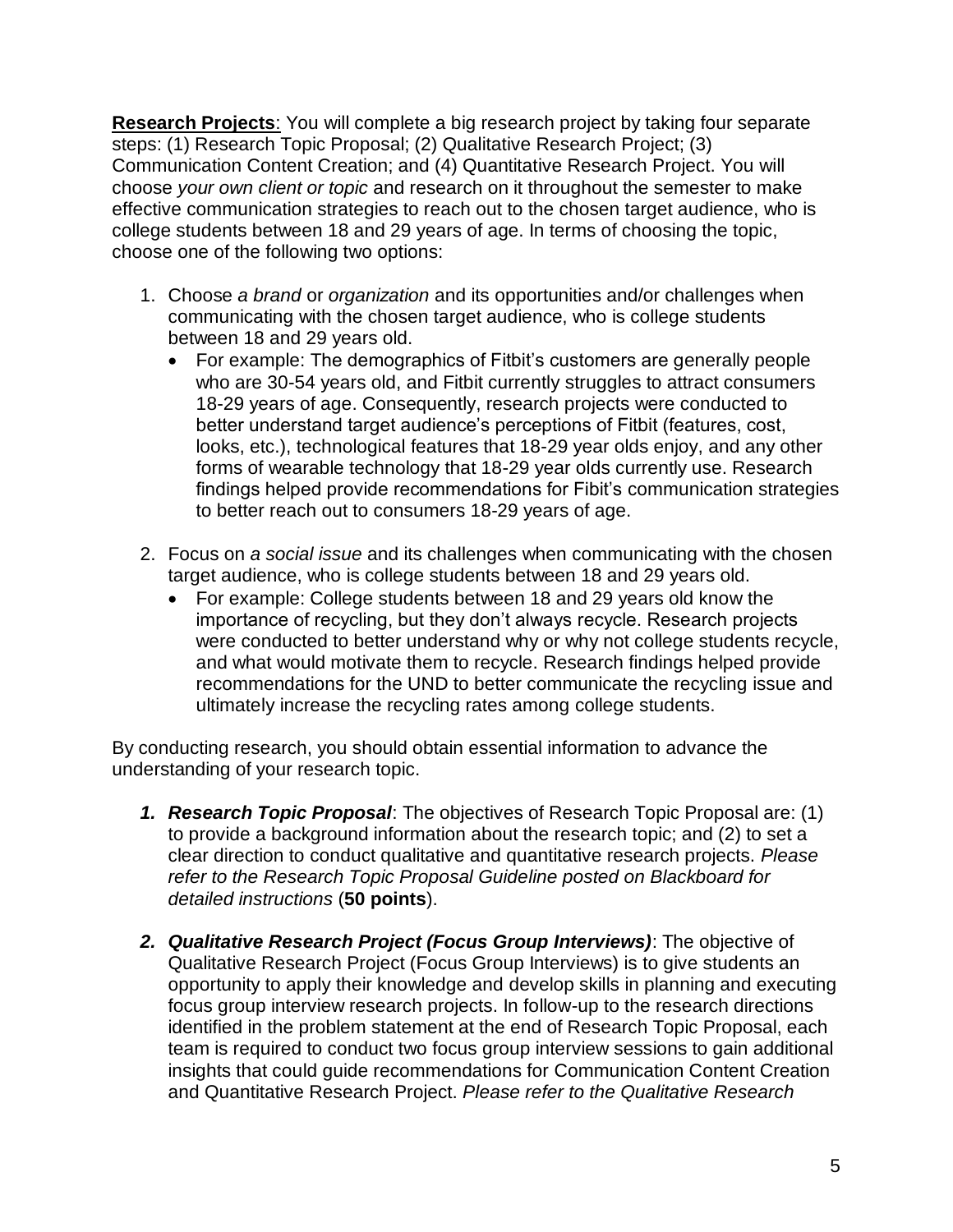**<u>Research Projects</u>**: You will complete a big research project by taking four separate steps: (1) Research Topic Proposal; (2) Qualitative Research Project; (3) Communication Content Creation; and (4) Quantitative Research Project. You will choose *your own client or topic* and research on it throughout the semester to make effective communication strategies to reach out to the chosen target audience, who is college students between 18 and 29 years of age. In terms of choosing the topic, choose one of the following two options:

1. Choose *a brand* or *organization* and its opportunities and/or challenges when communicating with the chosen target audience, who is college students between 18 and 29 years old.
   - For example: The demographics of Fitbit's customers are generally people who are 30-54 years old, and Fitbit currently struggles to attract consumers 18-29 years of age. Consequently, research projects were conducted to better understand target audience's perceptions of Fitbit (features, cost, looks, etc.), technological features that 18-29 year olds enjoy, and any other forms of wearable technology that 18-29 year olds currently use. Research findings helped provide recommendations for Fibit's communication strategies to better reach out to consumers 18-29 years of age.
2. Focus on *a social issue* and its challenges when communicating with the chosen target audience, who is college students between 18 and 29 years old.
   - For example: College students between 18 and 29 years old know the importance of recycling, but they don't always recycle. Research projects were conducted to better understand why or why not college students recycle, and what would motivate them to recycle. Research findings helped provide recommendations for the UND to better communicate the recycling issue and ultimately increase the recycling rates among college students.

By conducting research, you should obtain essential information to advance the understanding of your research topic.

1. ***Research Topic Proposal***: The objectives of Research Topic Proposal are: (1) to provide a background information about the research topic; and (2) to set a clear direction to conduct qualitative and quantitative research projects. *Please refer to the Research Topic Proposal Guideline posted on Blackboard for detailed instructions* (**50 points**).
2. ***Qualitative Research Project (Focus Group Interviews)***: The objective of Qualitative Research Project (Focus Group Interviews) is to give students an opportunity to apply their knowledge and develop skills in planning and executing focus group interview research projects. In follow-up to the research directions identified in the problem statement at the end of Research Topic Proposal, each team is required to conduct two focus group interview sessions to gain additional insights that could guide recommendations for Communication Content Creation and Quantitative Research Project. *Please refer to the Qualitative Research*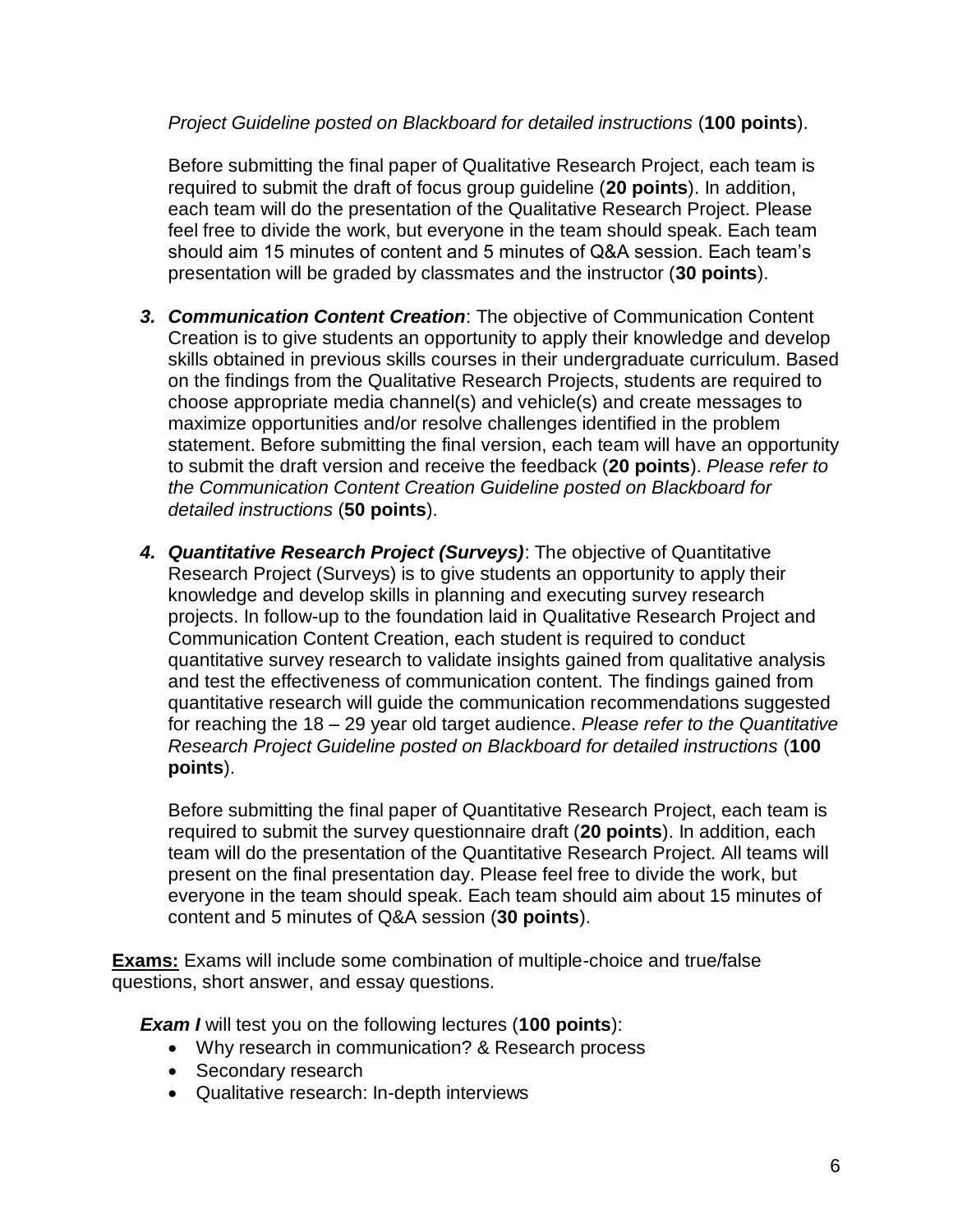*Project Guideline posted on Blackboard for detailed instructions* (**100 points**).

Before submitting the final paper of Qualitative Research Project, each team is required to submit the draft of focus group guideline (**20 points**). In addition, each team will do the presentation of the Qualitative Research Project. Please feel free to divide the work, but everyone in the team should speak. Each team should aim 15 minutes of content and 5 minutes of Q&A session. Each team's presentation will be graded by classmates and the instructor (**30 points**).

3. ***Communication Content Creation***: The objective of Communication Content Creation is to give students an opportunity to apply their knowledge and develop skills obtained in previous skills courses in their undergraduate curriculum. Based on the findings from the Qualitative Research Projects, students are required to choose appropriate media channel(s) and vehicle(s) and create messages to maximize opportunities and/or resolve challenges identified in the problem statement. Before submitting the final version, each team will have an opportunity to submit the draft version and receive the feedback (**20 points**). *Please refer to the Communication Content Creation Guideline posted on Blackboard for detailed instructions* (**50 points**).

4. ***Quantitative Research Project (Surveys)***: The objective of Quantitative Research Project (Surveys) is to give students an opportunity to apply their knowledge and develop skills in planning and executing survey research projects. In follow-up to the foundation laid in Qualitative Research Project and Communication Content Creation, each student is required to conduct quantitative survey research to validate insights gained from qualitative analysis and test the effectiveness of communication content. The findings gained from quantitative research will guide the communication recommendations suggested for reaching the 18 – 29 year old target audience. *Please refer to the Quantitative Research Project Guideline posted on Blackboard for detailed instructions* (**100 points**).

   Before submitting the final paper of Quantitative Research Project, each team is required to submit the survey questionnaire draft (**20 points**). In addition, each team will do the presentation of the Quantitative Research Project. All teams will present on the final presentation day. Please feel free to divide the work, but everyone in the team should speak. Each team should aim about 15 minutes of content and 5 minutes of Q&A session (**30 points**).

**Exams:** Exams will include some combination of multiple-choice and true/false questions, short answer, and essay questions.

***Exam I*** will test you on the following lectures (**100 points**):

- Why research in communication? & Research process
- Secondary research
- Qualitative research: In-depth interviews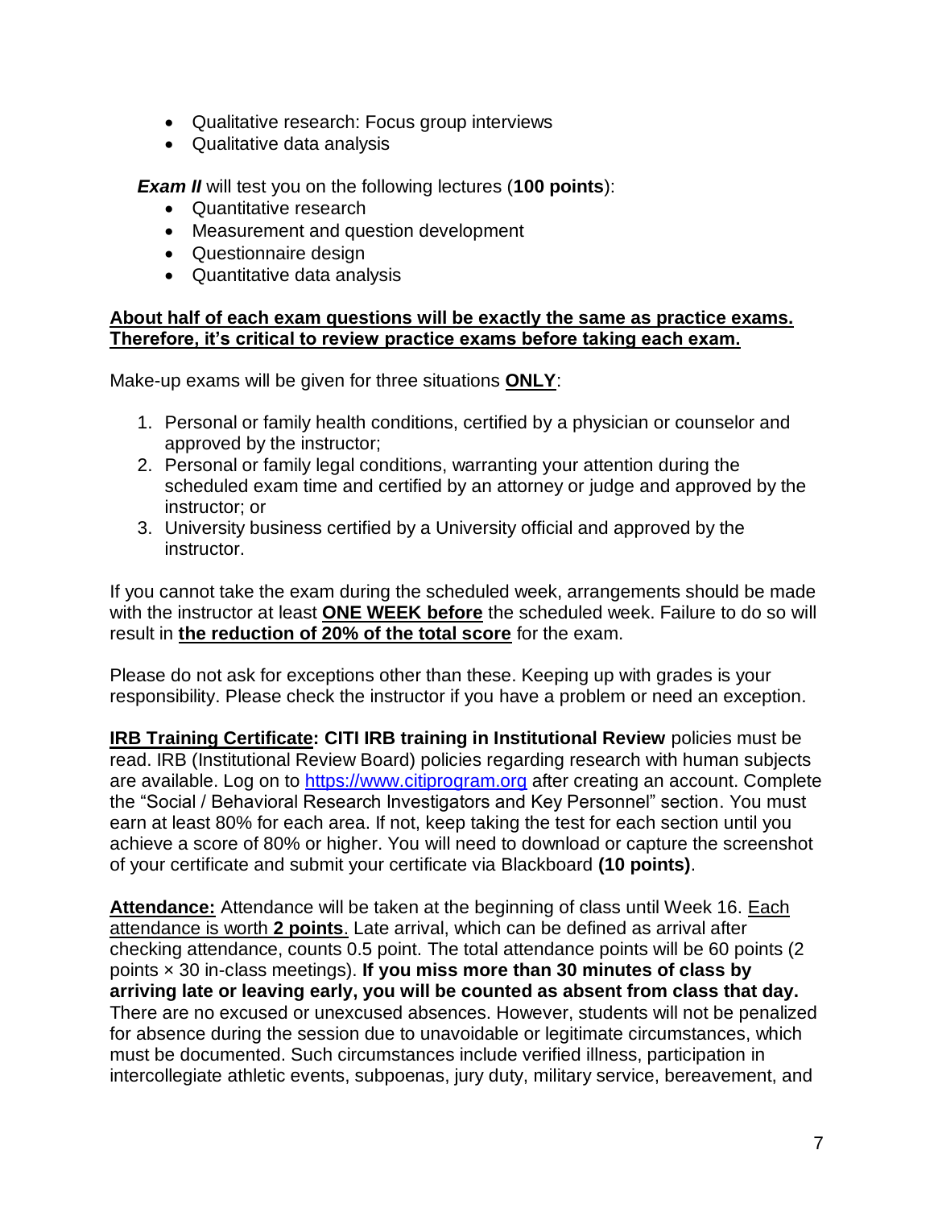- Qualitative research: Focus group interviews
- Qualitative data analysis

***Exam II*** will test you on the following lectures (**100 points**):

- Quantitative research
- Measurement and question development
- Questionnaire design
- Quantitative data analysis

<u>**About half of each exam questions will be exactly the same as practice exams. Therefore, it's critical to review practice exams before taking each exam.**</u>

Make-up exams will be given for three situations <u>**ONLY**</u>:

1. Personal or family health conditions, certified by a physician or counselor and approved by the instructor;
2. Personal or family legal conditions, warranting your attention during the scheduled exam time and certified by an attorney or judge and approved by the instructor; or
3. University business certified by a University official and approved by the instructor.

If you cannot take the exam during the scheduled week, arrangements should be made with the instructor at least <u>**ONE WEEK before**</u> the scheduled week. Failure to do so will result in <u>**the reduction of 20% of the total score**</u> for the exam.

Please do not ask for exceptions other than these. Keeping up with grades is your responsibility. Please check the instructor if you have a problem or need an exception.

<u>**IRB Training Certificate**</u>**: CITI IRB training in Institutional Review** policies must be read. IRB (Institutional Review Board) policies regarding research with human subjects are available. Log on to https://www.citiprogram.org after creating an account. Complete the "Social / Behavioral Research Investigators and Key Personnel" section. You must earn at least 80% for each area. If not, keep taking the test for each section until you achieve a score of 80% or higher. You will need to download or capture the screenshot of your certificate and submit your certificate via Blackboard **(10 points)**.

<u>**Attendance:**</u> Attendance will be taken at the beginning of class until Week 16. <u>Each attendance is worth **2 points**</u>. Late arrival, which can be defined as arrival after checking attendance, counts 0.5 point. The total attendance points will be 60 points (2 points × 30 in-class meetings). **If you miss more than 30 minutes of class by arriving late or leaving early, you will be counted as absent from class that day.** There are no excused or unexcused absences. However, students will not be penalized for absence during the session due to unavoidable or legitimate circumstances, which must be documented. Such circumstances include verified illness, participation in intercollegiate athletic events, subpoenas, jury duty, military service, bereavement, and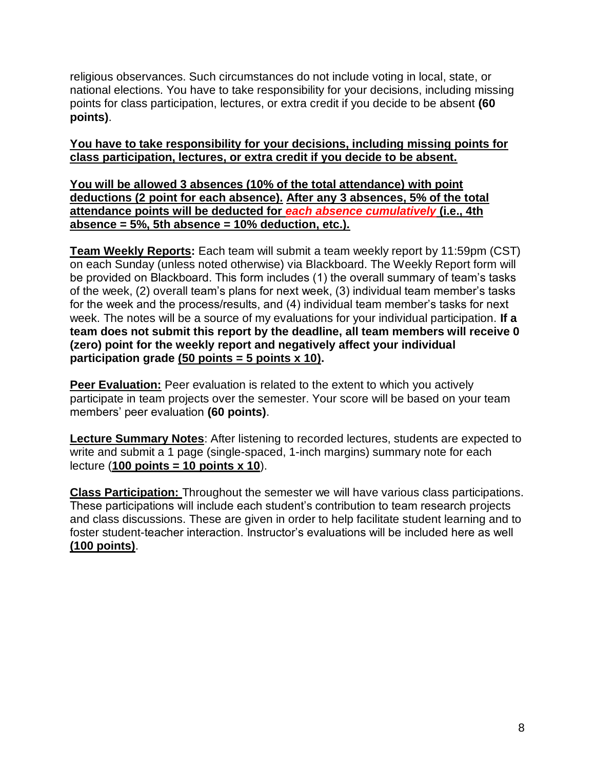religious observances. Such circumstances do not include voting in local, state, or national elections. You have to take responsibility for your decisions, including missing points for class participation, lectures, or extra credit if you decide to be absent **(60 points)**.

**You have to take responsibility for your decisions, including missing points for class participation, lectures, or extra credit if you decide to be absent.**

**You will be allowed 3 absences (10% of the total attendance) with point deductions (2 point for each absence). After any 3 absences, 5% of the total attendance points will be deducted for *each absence cumulatively* (i.e., 4th absence = 5%, 5th absence = 10% deduction, etc.).**

**Team Weekly Reports:** Each team will submit a team weekly report by 11:59pm (CST) on each Sunday (unless noted otherwise) via Blackboard. The Weekly Report form will be provided on Blackboard. This form includes (1) the overall summary of team's tasks of the week, (2) overall team's plans for next week, (3) individual team member's tasks for the week and the process/results, and (4) individual team member's tasks for next week. The notes will be a source of my evaluations for your individual participation. **If a team does not submit this report by the deadline, all team members will receive 0 (zero) point for the weekly report and negatively affect your individual participation grade (50 points = 5 points x 10).**

**Peer Evaluation:** Peer evaluation is related to the extent to which you actively participate in team projects over the semester. Your score will be based on your team members' peer evaluation **(60 points)**.

**Lecture Summary Notes**: After listening to recorded lectures, students are expected to write and submit a 1 page (single-spaced, 1-inch margins) summary note for each lecture (**100 points = 10 points x 10**).

**Class Participation:** Throughout the semester we will have various class participations. These participations will include each student's contribution to team research projects and class discussions. These are given in order to help facilitate student learning and to foster student-teacher interaction. Instructor's evaluations will be included here as well **(100 points)**.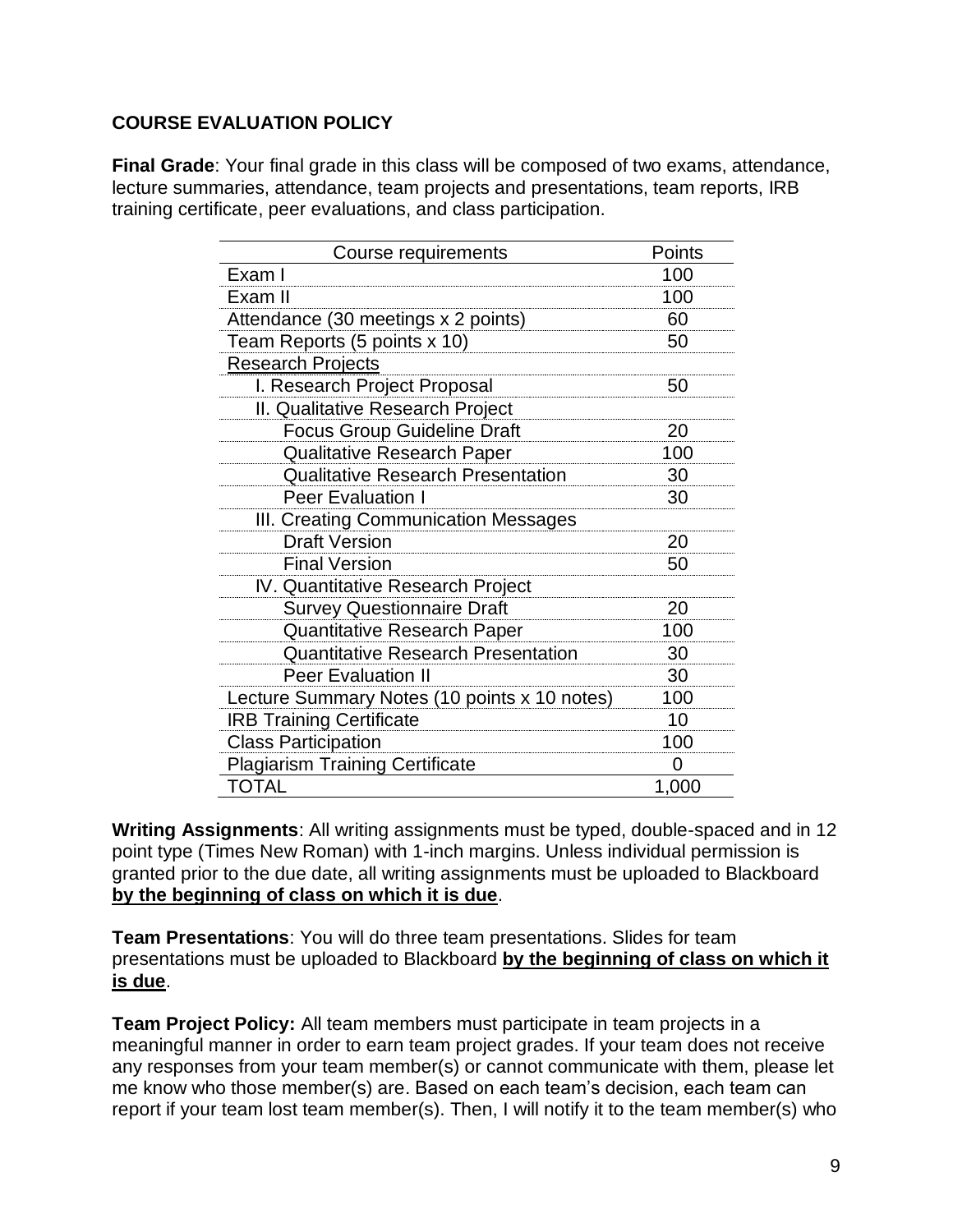**COURSE EVALUATION POLICY**

**Final Grade**: Your final grade in this class will be composed of two exams, attendance, lecture summaries, attendance, team projects and presentations, team reports, IRB training certificate, peer evaluations, and class participation.

| Course requirements | Points |
|---|---|
| Exam I | 100 |
| Exam II | 100 |
| Attendance (30 meetings x 2 points) | 60 |
| Team Reports (5 points x 10) | 50 |
| Research Projects | |
| I. Research Project Proposal | 50 |
| II. Qualitative Research Project | |
| Focus Group Guideline Draft | 20 |
| Qualitative Research Paper | 100 |
| Qualitative Research Presentation | 30 |
| Peer Evaluation I | 30 |
| III. Creating Communication Messages | |
| Draft Version | 20 |
| Final Version | 50 |
| IV. Quantitative Research Project | |
| Survey Questionnaire Draft | 20 |
| Quantitative Research Paper | 100 |
| Quantitative Research Presentation | 30 |
| Peer Evaluation II | 30 |
| Lecture Summary Notes (10 points x 10 notes) | 100 |
| IRB Training Certificate | 10 |
| Class Participation | 100 |
| Plagiarism Training Certificate | 0 |
| TOTAL | 1,000 |

**Writing Assignments**: All writing assignments must be typed, double-spaced and in 12 point type (Times New Roman) with 1-inch margins. Unless individual permission is granted prior to the due date, all writing assignments must be uploaded to Blackboard **by the beginning of class on which it is due**.

**Team Presentations**: You will do three team presentations. Slides for team presentations must be uploaded to Blackboard **by the beginning of class on which it is due**.

**Team Project Policy:** All team members must participate in team projects in a meaningful manner in order to earn team project grades. If your team does not receive any responses from your team member(s) or cannot communicate with them, please let me know who those member(s) are. Based on each team's decision, each team can report if your team lost team member(s). Then, I will notify it to the team member(s) who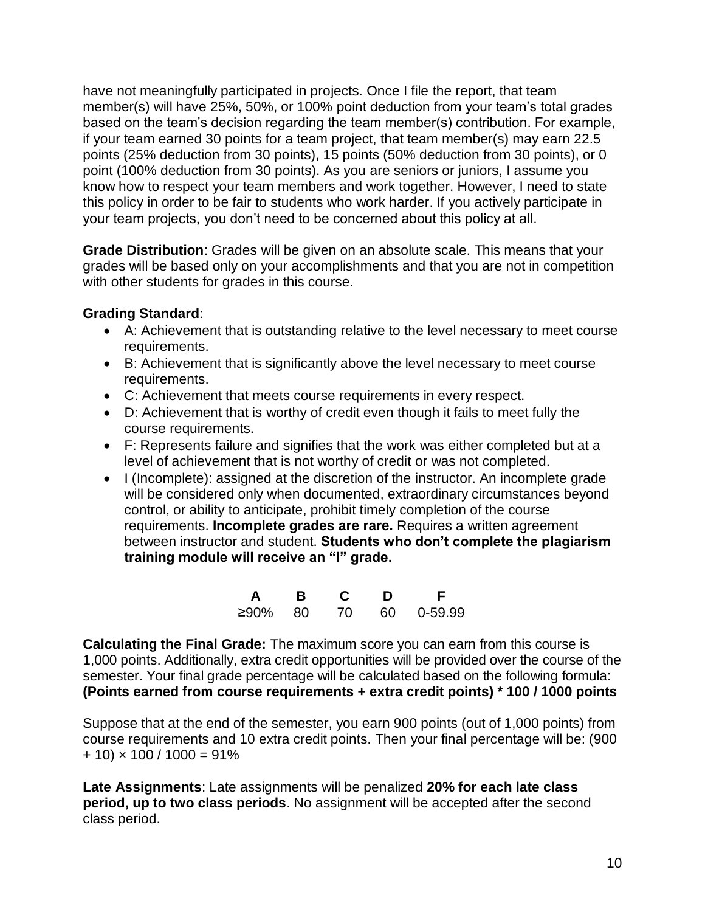have not meaningfully participated in projects. Once I file the report, that team member(s) will have 25%, 50%, or 100% point deduction from your team's total grades based on the team's decision regarding the team member(s) contribution. For example, if your team earned 30 points for a team project, that team member(s) may earn 22.5 points (25% deduction from 30 points), 15 points (50% deduction from 30 points), or 0 point (100% deduction from 30 points). As you are seniors or juniors, I assume you know how to respect your team members and work together. However, I need to state this policy in order to be fair to students who work harder. If you actively participate in your team projects, you don't need to be concerned about this policy at all.

**Grade Distribution**: Grades will be given on an absolute scale. This means that your grades will be based only on your accomplishments and that you are not in competition with other students for grades in this course.

**Grading Standard**:

- A: Achievement that is outstanding relative to the level necessary to meet course requirements.
- B: Achievement that is significantly above the level necessary to meet course requirements.
- C: Achievement that meets course requirements in every respect.
- D: Achievement that is worthy of credit even though it fails to meet fully the course requirements.
- F: Represents failure and signifies that the work was either completed but at a level of achievement that is not worthy of credit or was not completed.
- I (Incomplete): assigned at the discretion of the instructor. An incomplete grade will be considered only when documented, extraordinary circumstances beyond control, or ability to anticipate, prohibit timely completion of the course requirements. **Incomplete grades are rare.** Requires a written agreement between instructor and student. **Students who don't complete the plagiarism training module will receive an "I" grade.**

| A | B | C | D | F |
|---|---|---|---|---|
| ≥90% | 80 | 70 | 60 | 0-59.99 |

**Calculating the Final Grade:** The maximum score you can earn from this course is 1,000 points. Additionally, extra credit opportunities will be provided over the course of the semester. Your final grade percentage will be calculated based on the following formula: **(Points earned from course requirements + extra credit points) * 100 / 1000 points**

Suppose that at the end of the semester, you earn 900 points (out of 1,000 points) from course requirements and 10 extra credit points. Then your final percentage will be: (900 + 10) × 100 / 1000 = 91%

**Late Assignments**: Late assignments will be penalized **20% for each late class period, up to two class periods**. No assignment will be accepted after the second class period.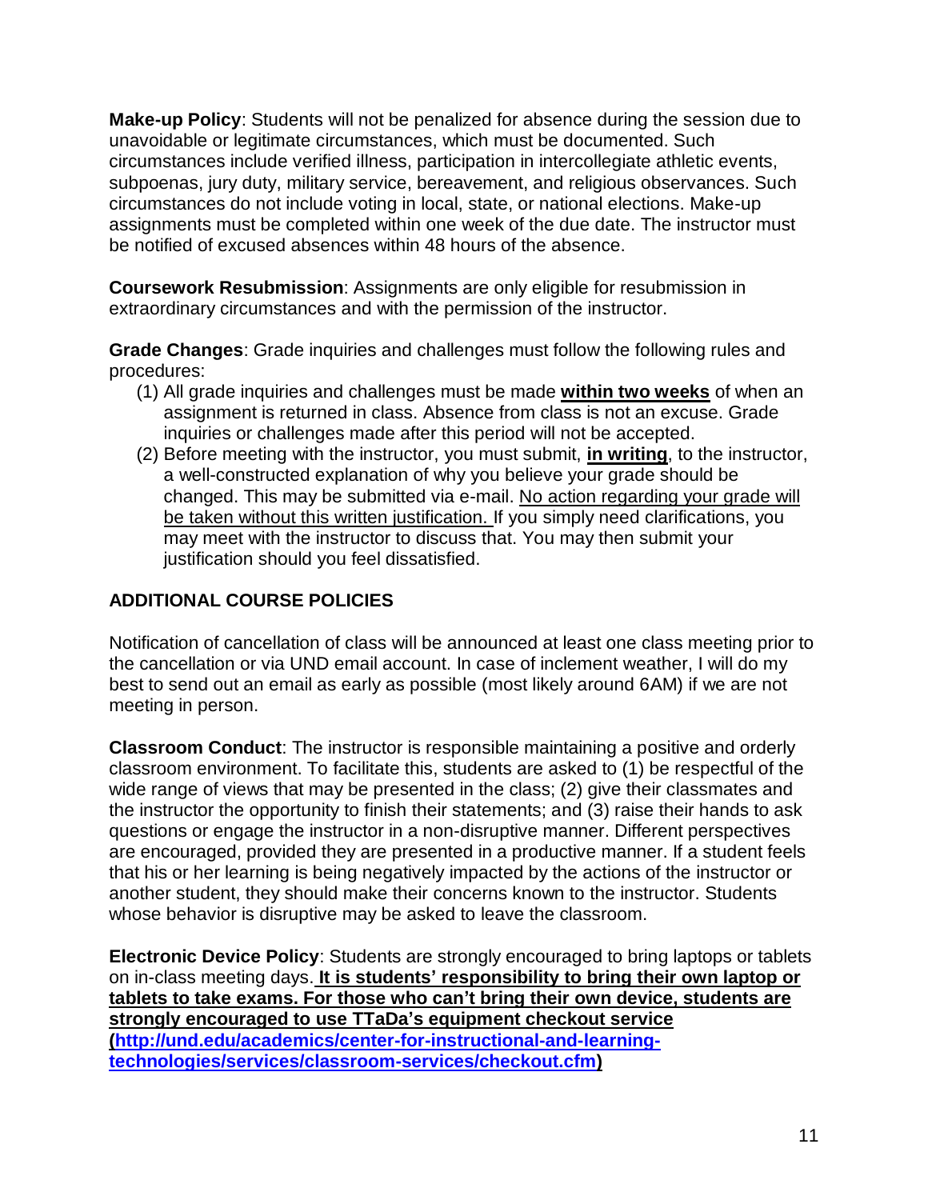**Make-up Policy**: Students will not be penalized for absence during the session due to unavoidable or legitimate circumstances, which must be documented. Such circumstances include verified illness, participation in intercollegiate athletic events, subpoenas, jury duty, military service, bereavement, and religious observances. Such circumstances do not include voting in local, state, or national elections. Make-up assignments must be completed within one week of the due date. The instructor must be notified of excused absences within 48 hours of the absence.

**Coursework Resubmission**: Assignments are only eligible for resubmission in extraordinary circumstances and with the permission of the instructor.

**Grade Changes**: Grade inquiries and challenges must follow the following rules and procedures:

(1) All grade inquiries and challenges must be made **within two weeks** of when an assignment is returned in class. Absence from class is not an excuse. Grade inquiries or challenges made after this period will not be accepted.

(2) Before meeting with the instructor, you must submit, **in writing**, to the instructor, a well-constructed explanation of why you believe your grade should be changed. This may be submitted via e-mail. No action regarding your grade will be taken without this written justification. If you simply need clarifications, you may meet with the instructor to discuss that. You may then submit your justification should you feel dissatisfied.

## ADDITIONAL COURSE POLICIES

Notification of cancellation of class will be announced at least one class meeting prior to the cancellation or via UND email account. In case of inclement weather, I will do my best to send out an email as early as possible (most likely around 6AM) if we are not meeting in person.

**Classroom Conduct**: The instructor is responsible maintaining a positive and orderly classroom environment. To facilitate this, students are asked to (1) be respectful of the wide range of views that may be presented in the class; (2) give their classmates and the instructor the opportunity to finish their statements; and (3) raise their hands to ask questions or engage the instructor in a non-disruptive manner. Different perspectives are encouraged, provided they are presented in a productive manner. If a student feels that his or her learning is being negatively impacted by the actions of the instructor or another student, they should make their concerns known to the instructor. Students whose behavior is disruptive may be asked to leave the classroom.

**Electronic Device Policy**: Students are strongly encouraged to bring laptops or tablets on in-class meeting days. **It is students' responsibility to bring their own laptop or tablets to take exams. For those who can't bring their own device, students are strongly encouraged to use TTaDa's equipment checkout service (http://und.edu/academics/center-for-instructional-and-learning-technologies/services/classroom-services/checkout.cfm)**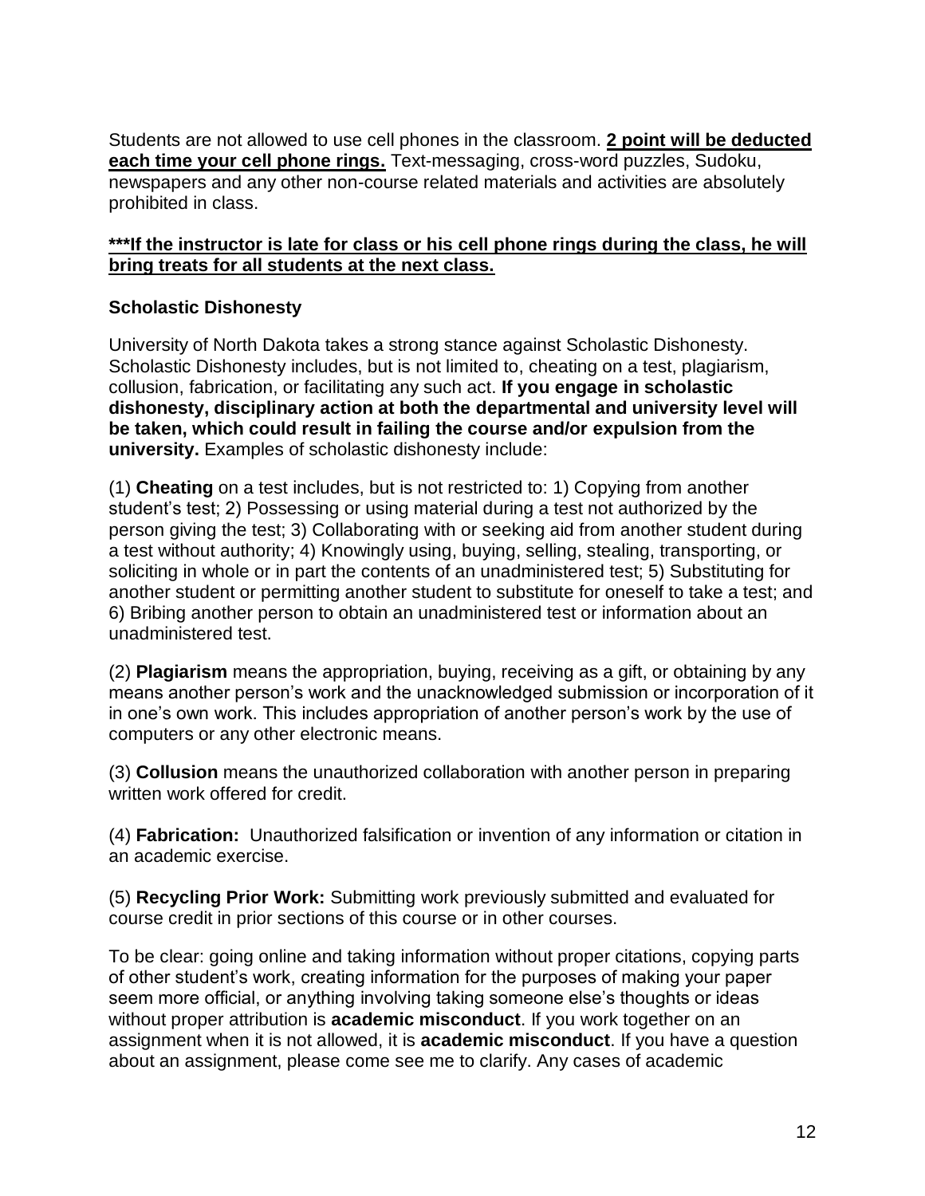Students are not allowed to use cell phones in the classroom. **<u>2 point will be deducted each time your cell phone rings.</u>** Text-messaging, cross-word puzzles, Sudoku, newspapers and any other non-course related materials and activities are absolutely prohibited in class.

**<u>***If the instructor is late for class or his cell phone rings during the class, he will bring treats for all students at the next class.</u>**

### Scholastic Dishonesty

University of North Dakota takes a strong stance against Scholastic Dishonesty. Scholastic Dishonesty includes, but is not limited to, cheating on a test, plagiarism, collusion, fabrication, or facilitating any such act. **If you engage in scholastic dishonesty, disciplinary action at both the departmental and university level will be taken, which could result in failing the course and/or expulsion from the university.** Examples of scholastic dishonesty include:

(1) **Cheating** on a test includes, but is not restricted to: 1) Copying from another student's test; 2) Possessing or using material during a test not authorized by the person giving the test; 3) Collaborating with or seeking aid from another student during a test without authority; 4) Knowingly using, buying, selling, stealing, transporting, or soliciting in whole or in part the contents of an unadministered test; 5) Substituting for another student or permitting another student to substitute for oneself to take a test; and 6) Bribing another person to obtain an unadministered test or information about an unadministered test.

(2) **Plagiarism** means the appropriation, buying, receiving as a gift, or obtaining by any means another person's work and the unacknowledged submission or incorporation of it in one's own work. This includes appropriation of another person's work by the use of computers or any other electronic means.

(3) **Collusion** means the unauthorized collaboration with another person in preparing written work offered for credit.

(4) **Fabrication:** Unauthorized falsification or invention of any information or citation in an academic exercise.

(5) **Recycling Prior Work:** Submitting work previously submitted and evaluated for course credit in prior sections of this course or in other courses.

To be clear: going online and taking information without proper citations, copying parts of other student's work, creating information for the purposes of making your paper seem more official, or anything involving taking someone else's thoughts or ideas without proper attribution is **academic misconduct**. If you work together on an assignment when it is not allowed, it is **academic misconduct**. If you have a question about an assignment, please come see me to clarify. Any cases of academic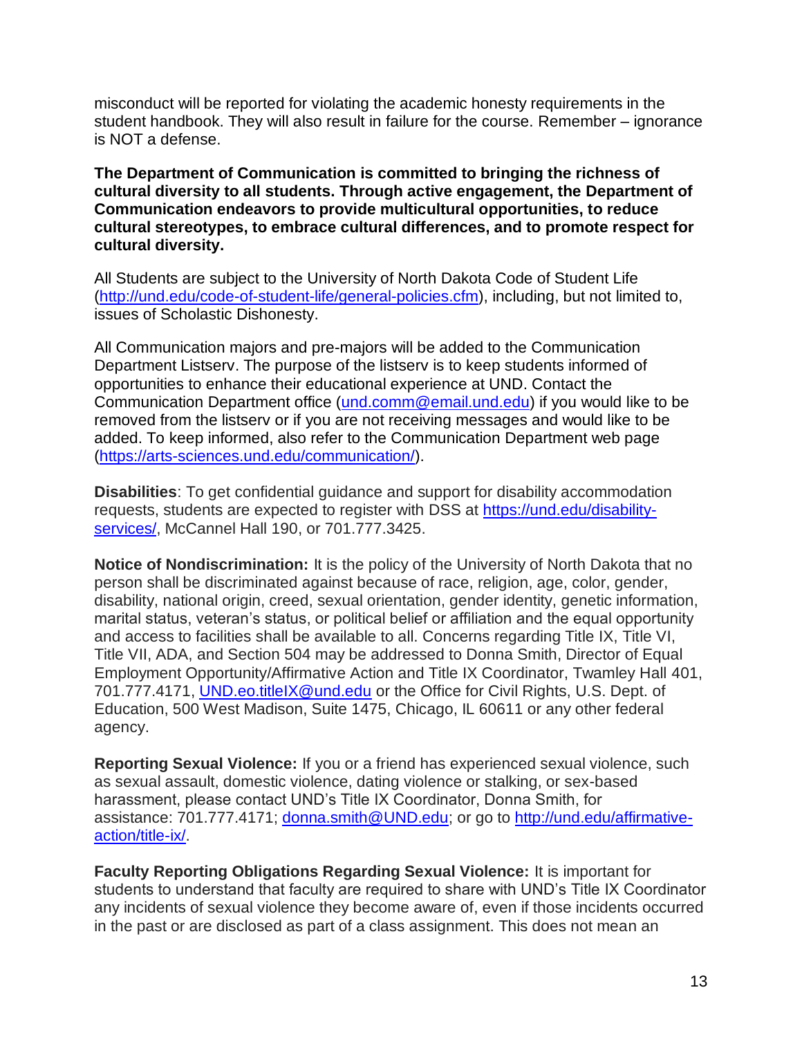misconduct will be reported for violating the academic honesty requirements in the student handbook. They will also result in failure for the course. Remember – ignorance is NOT a defense.

**The Department of Communication is committed to bringing the richness of cultural diversity to all students. Through active engagement, the Department of Communication endeavors to provide multicultural opportunities, to reduce cultural stereotypes, to embrace cultural differences, and to promote respect for cultural diversity.**

All Students are subject to the University of North Dakota Code of Student Life (http://und.edu/code-of-student-life/general-policies.cfm), including, but not limited to, issues of Scholastic Dishonesty.

All Communication majors and pre-majors will be added to the Communication Department Listserv. The purpose of the listserv is to keep students informed of opportunities to enhance their educational experience at UND. Contact the Communication Department office (und.comm@email.und.edu) if you would like to be removed from the listserv or if you are not receiving messages and would like to be added. To keep informed, also refer to the Communication Department web page (https://arts-sciences.und.edu/communication/).

**Disabilities**: To get confidential guidance and support for disability accommodation requests, students are expected to register with DSS at https://und.edu/disability-services/, McCannel Hall 190, or 701.777.3425.

**Notice of Nondiscrimination:** It is the policy of the University of North Dakota that no person shall be discriminated against because of race, religion, age, color, gender, disability, national origin, creed, sexual orientation, gender identity, genetic information, marital status, veteran's status, or political belief or affiliation and the equal opportunity and access to facilities shall be available to all. Concerns regarding Title IX, Title VI, Title VII, ADA, and Section 504 may be addressed to Donna Smith, Director of Equal Employment Opportunity/Affirmative Action and Title IX Coordinator, Twamley Hall 401, 701.777.4171, UND.eo.titleIX@und.edu or the Office for Civil Rights, U.S. Dept. of Education, 500 West Madison, Suite 1475, Chicago, IL 60611 or any other federal agency.

**Reporting Sexual Violence:** If you or a friend has experienced sexual violence, such as sexual assault, domestic violence, dating violence or stalking, or sex-based harassment, please contact UND's Title IX Coordinator, Donna Smith, for assistance: 701.777.4171; donna.smith@UND.edu; or go to http://und.edu/affirmative-action/title-ix/.

**Faculty Reporting Obligations Regarding Sexual Violence:** It is important for students to understand that faculty are required to share with UND's Title IX Coordinator any incidents of sexual violence they become aware of, even if those incidents occurred in the past or are disclosed as part of a class assignment. This does not mean an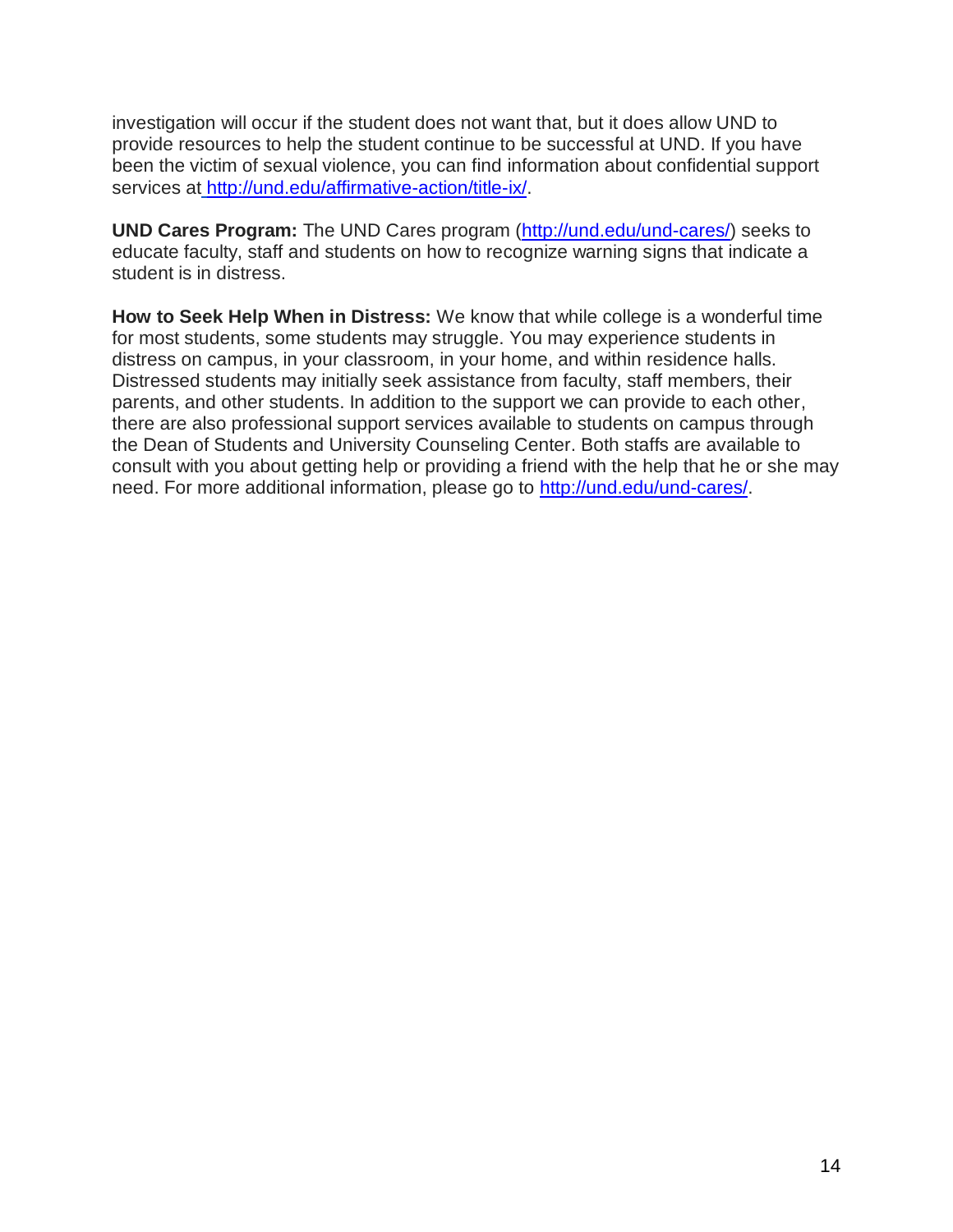investigation will occur if the student does not want that, but it does allow UND to provide resources to help the student continue to be successful at UND. If you have been the victim of sexual violence, you can find information about confidential support services at [http://und.edu/affirmative-action/title-ix/](http://und.edu/affirmative-action/title-ix/).

**UND Cares Program:** The UND Cares program ([http://und.edu/und-cares/](http://und.edu/und-cares/)) seeks to educate faculty, staff and students on how to recognize warning signs that indicate a student is in distress.

**How to Seek Help When in Distress:** We know that while college is a wonderful time for most students, some students may struggle. You may experience students in distress on campus, in your classroom, in your home, and within residence halls. Distressed students may initially seek assistance from faculty, staff members, their parents, and other students. In addition to the support we can provide to each other, there are also professional support services available to students on campus through the Dean of Students and University Counseling Center. Both staffs are available to consult with you about getting help or providing a friend with the help that he or she may need. For more additional information, please go to [http://und.edu/und-cares/](http://und.edu/und-cares/).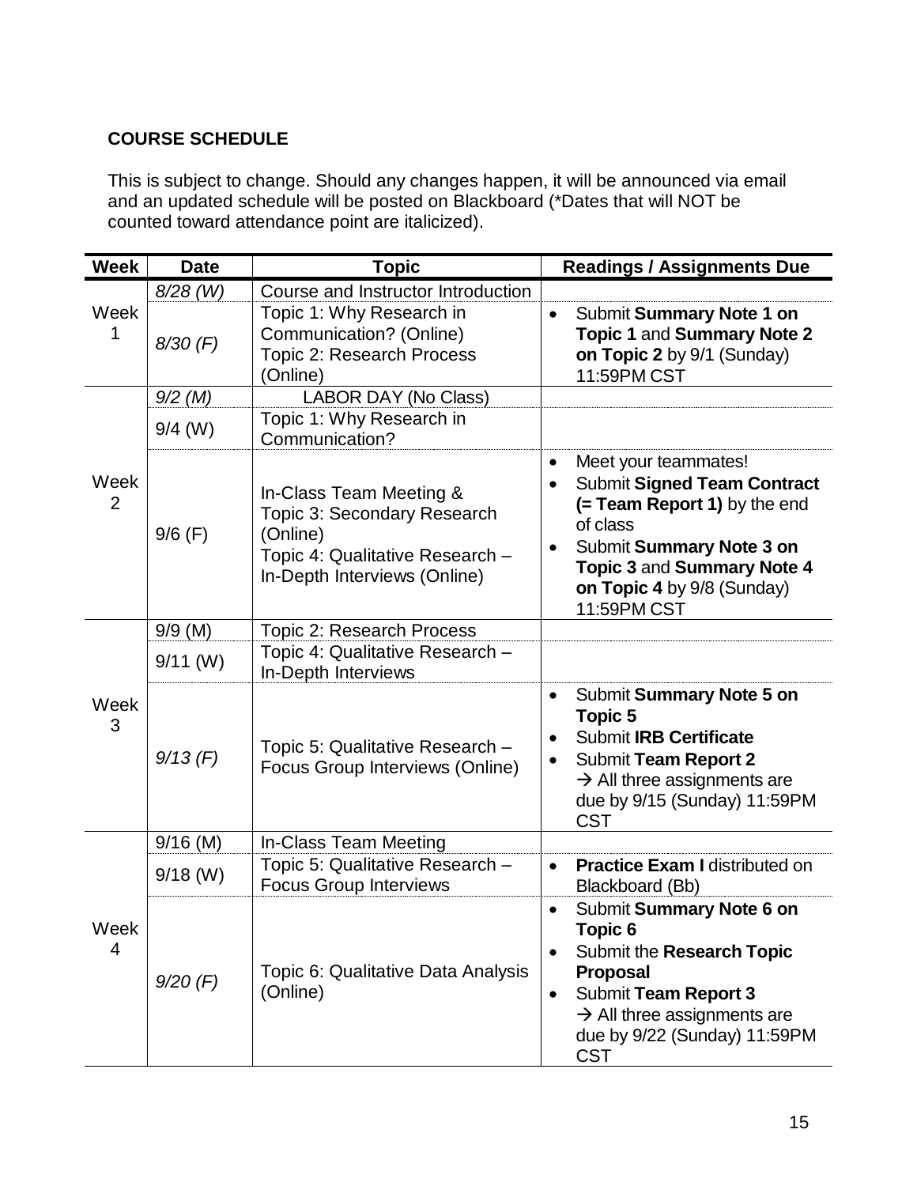**COURSE SCHEDULE**

This is subject to change. Should any changes happen, it will be announced via email and an updated schedule will be posted on Blackboard (*Dates that will NOT be counted toward attendance point are italicized).

| Week | Date | Topic | Readings / Assignments Due |
|---|---|---|---|
| Week 1 | *8/28 (W)* | Course and Instructor Introduction | |
| | *8/30 (F)* | Topic 1: Why Research in Communication? (Online)<br>Topic 2: Research Process (Online) | • Submit **Summary Note 1 on Topic 1** and **Summary Note 2 on Topic 2** by 9/1 (Sunday) 11:59PM CST |
| Week 2 | *9/2 (M)* | LABOR DAY (No Class) | |
| | 9/4 (W) | Topic 1: Why Research in Communication? | |
| | 9/6 (F) | In-Class Team Meeting &<br>Topic 3: Secondary Research (Online)<br>Topic 4: Qualitative Research – In-Depth Interviews (Online) | • Meet your teammates!<br>• Submit **Signed Team Contract (= Team Report 1)** by the end of class<br>• Submit **Summary Note 3 on Topic 3** and **Summary Note 4 on Topic 4** by 9/8 (Sunday) 11:59PM CST |
| Week 3 | 9/9 (M) | Topic 2: Research Process | |
| | 9/11 (W) | Topic 4: Qualitative Research – In-Depth Interviews | |
| | *9/13 (F)* | Topic 5: Qualitative Research – Focus Group Interviews (Online) | • Submit **Summary Note 5 on Topic 5**<br>• Submit **IRB Certificate**<br>• Submit **Team Report 2**<br>→ All three assignments are due by 9/15 (Sunday) 11:59PM CST |
| Week 4 | 9/16 (M) | In-Class Team Meeting | |
| | 9/18 (W) | Topic 5: Qualitative Research – Focus Group Interviews | • **Practice Exam I** distributed on Blackboard (Bb) |
| | *9/20 (F)* | Topic 6: Qualitative Data Analysis (Online) | • Submit **Summary Note 6 on Topic 6**<br>• Submit the **Research Topic Proposal**<br>• Submit **Team Report 3**<br>→ All three assignments are due by 9/22 (Sunday) 11:59PM CST |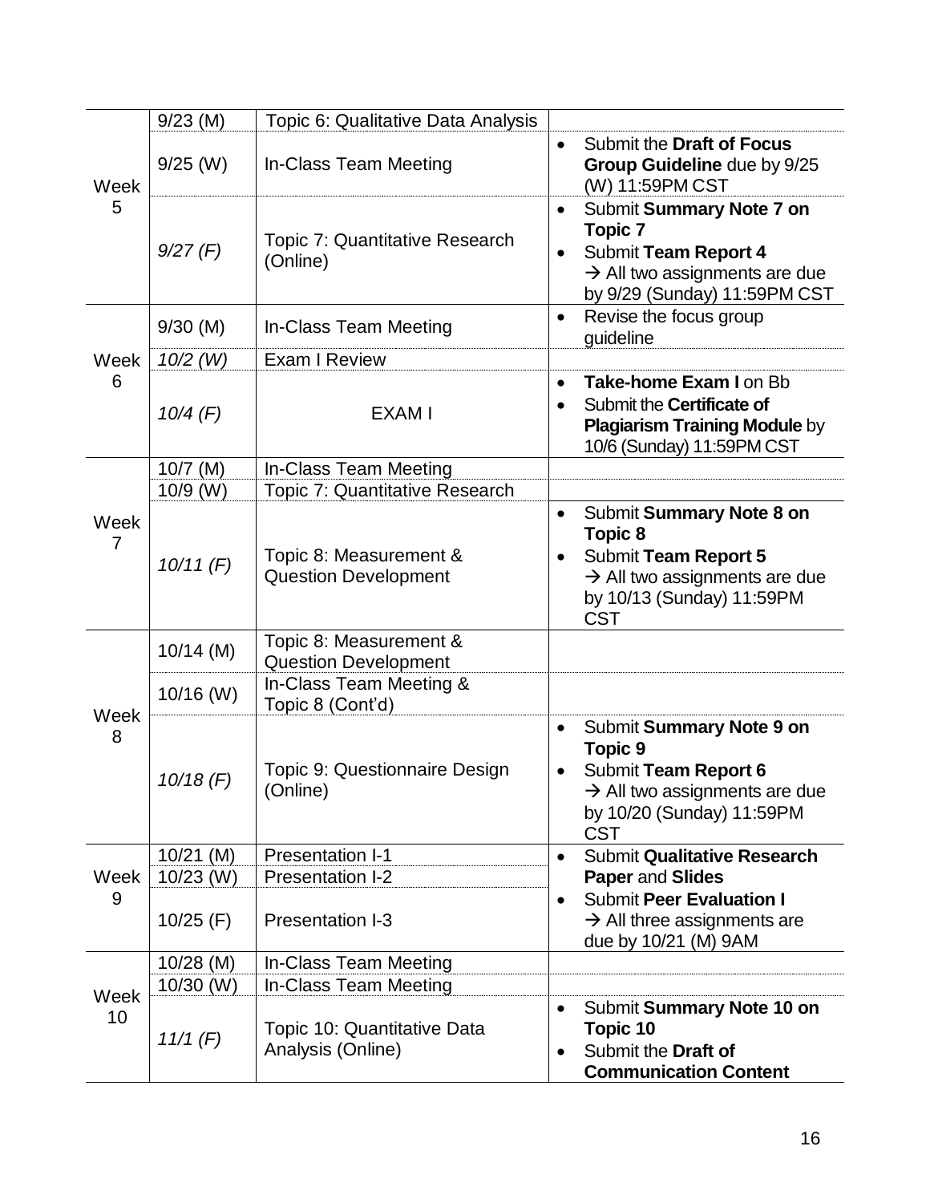| | | | |
|---|---|---|---|
| Week 5 | 9/23 (M) | Topic 6: Qualitative Data Analysis | |
| | 9/25 (W) | In-Class Team Meeting | • Submit the **Draft of Focus Group Guideline** due by 9/25 (W) 11:59PM CST |
| | *9/27 (F)* | Topic 7: Quantitative Research (Online) | • Submit **Summary Note 7 on Topic 7**<br>• Submit **Team Report 4**<br>→ All two assignments are due by 9/29 (Sunday) 11:59PM CST |
| Week 6 | 9/30 (M) | In-Class Team Meeting | • Revise the focus group guideline |
| | *10/2 (W)* | Exam I Review | |
| | *10/4 (F)* | EXAM I | • **Take-home Exam I** on Bb<br>• Submit the **Certificate of Plagiarism Training Module** by 10/6 (Sunday) 11:59PM CST |
| Week 7 | 10/7 (M) | In-Class Team Meeting | |
| | 10/9 (W) | Topic 7: Quantitative Research | |
| | *10/11 (F)* | Topic 8: Measurement & Question Development | • Submit **Summary Note 8 on Topic 8**<br>• Submit **Team Report 5**<br>→ All two assignments are due by 10/13 (Sunday) 11:59PM CST |
| Week 8 | 10/14 (M) | Topic 8: Measurement & Question Development | |
| | 10/16 (W) | In-Class Team Meeting & Topic 8 (Cont'd) | |
| | *10/18 (F)* | Topic 9: Questionnaire Design (Online) | • Submit **Summary Note 9 on Topic 9**<br>• Submit **Team Report 6**<br>→ All two assignments are due by 10/20 (Sunday) 11:59PM CST |
| Week 9 | 10/21 (M) | Presentation I-1 | • Submit **Qualitative Research Paper** and **Slides**<br>• Submit **Peer Evaluation I**<br>→ All three assignments are due by 10/21 (M) 9AM |
| | 10/23 (W) | Presentation I-2 | |
| | 10/25 (F) | Presentation I-3 | |
| Week 10 | 10/28 (M) | In-Class Team Meeting | |
| | 10/30 (W) | In-Class Team Meeting | |
| | *11/1 (F)* | Topic 10: Quantitative Data Analysis (Online) | • Submit **Summary Note 10 on Topic 10**<br>• Submit the **Draft of Communication Content** |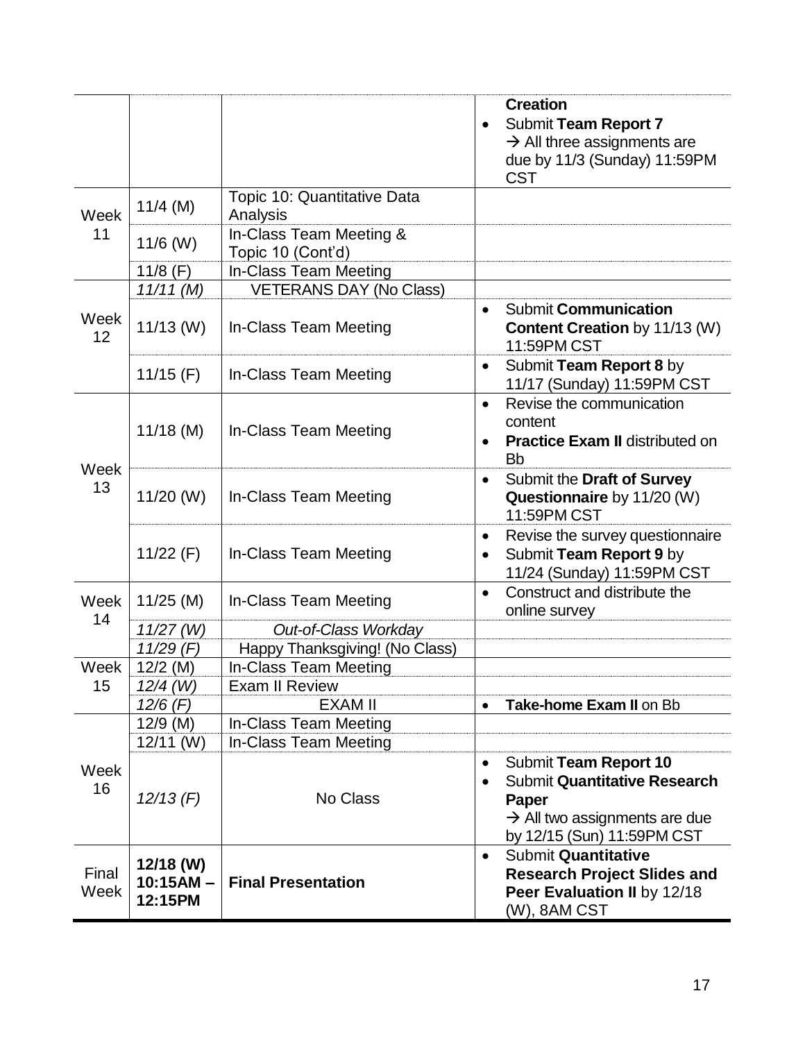| | | | |
|---|---|---|---|
| | | | **Creation**<br>• Submit **Team Report 7**<br>→ All three assignments are due by 11/3 (Sunday) 11:59PM CST |
| Week 11 | 11/4 (M) | Topic 10: Quantitative Data Analysis | |
| | 11/6 (W) | In-Class Team Meeting & Topic 10 (Cont'd) | |
| | 11/8 (F) | In-Class Team Meeting | |
| Week 12 | *11/11 (M)* | VETERANS DAY (No Class) | |
| | 11/13 (W) | In-Class Team Meeting | • Submit **Communication Content Creation** by 11/13 (W) 11:59PM CST |
| | 11/15 (F) | In-Class Team Meeting | • Submit **Team Report 8** by 11/17 (Sunday) 11:59PM CST |
| Week 13 | 11/18 (M) | In-Class Team Meeting | • Revise the communication content<br>• **Practice Exam II** distributed on Bb |
| | 11/20 (W) | In-Class Team Meeting | • Submit the **Draft of Survey Questionnaire** by 11/20 (W) 11:59PM CST |
| | 11/22 (F) | In-Class Team Meeting | • Revise the survey questionnaire<br>• Submit **Team Report 9** by 11/24 (Sunday) 11:59PM CST |
| Week 14 | 11/25 (M) | In-Class Team Meeting | • Construct and distribute the online survey |
| | *11/27 (W)* | *Out-of-Class Workday* | |
| | *11/29 (F)* | Happy Thanksgiving! (No Class) | |
| Week 15 | 12/2 (M) | In-Class Team Meeting | |
| | *12/4 (W)* | Exam II Review | |
| | *12/6 (F)* | EXAM II | • **Take-home Exam II** on Bb |
| Week 16 | 12/9 (M) | In-Class Team Meeting | |
| | 12/11 (W) | In-Class Team Meeting | |
| | *12/13 (F)* | No Class | • Submit **Team Report 10**<br>• Submit **Quantitative Research Paper**<br>→ All two assignments are due by 12/15 (Sun) 11:59PM CST |
| Final Week | **12/18 (W) 10:15AM – 12:15PM** | **Final Presentation** | • Submit **Quantitative Research Project Slides and Peer Evaluation II** by 12/18 (W), 8AM CST |